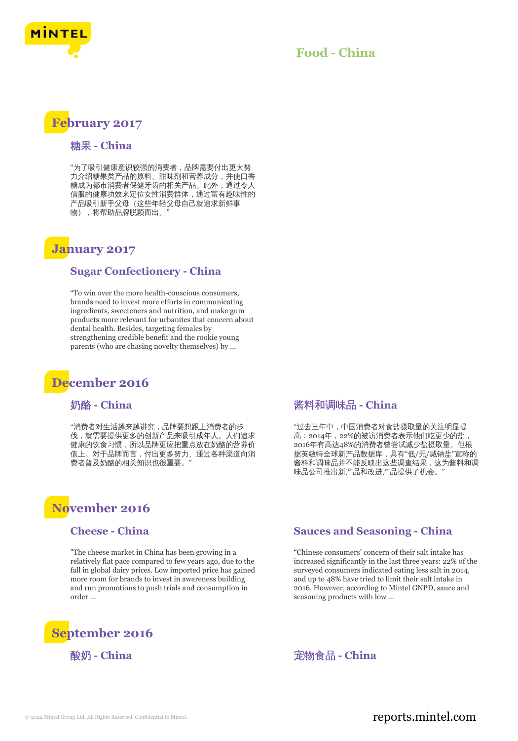# Food - China

## February 2017

### 糖果 - China

"为了吸引健康意识较强的消费者，品牌需要付出更大努力介绍糖果类产品的原料、甜味剂和营养成分，并使口香糖成为都市消费者保健牙齿的相关产品。此外，通过令人信服的健康功效来定位女性消费群体，通过富有趣味性的产品吸引新手父母（这些年轻父母自己就追求新鲜事物），将帮助品牌脱颖而出。"

## January 2017

### Sugar Confectionery - China

"To win over the more health-conscious consumers, brands need to invest more efforts in communicating ingredients, sweeteners and nutrition, and make gum products more relevant for urbanites that concern about dental health. Besides, targeting females by strengthening credible benefit and the rookie young parents (who are chasing novelty themselves) by ...

## December 2016

### 奶酪 - China

"消费者对生活越来越讲究，品牌要想跟上消费者的步伐，就需要提供更多的创新产品来吸引成年人。人们追求健康的饮食习惯，所以品牌更应把重点放在奶酪的营养价值上。对于品牌而言，付出更多努力、通过各种渠道向消费者普及奶酪的相关知识也很重要。"

### 酱料和调味品 - China

"过去三年中，中国消费者对食盐摄取量的关注明显提高：2014年，22%的被访消费者表示他们吃更少的盐，2016年有高达48%的消费者曾尝试减少盐摄取量。但根据英敏特全球新产品数据库，具有"低/无/减钠盐"宣称的酱料和调味品并不能反映出这些调查结果，这为酱料和调味品公司推出新产品和改进产品提供了机会。"

## November 2016

### Cheese - China

"The cheese market in China has been growing in a relatively flat pace compared to few years ago, due to the fall in global dairy prices. Low imported price has gained more room for brands to invest in awareness building and run promotions to push trials and consumption in order ...

### Sauces and Seasoning - China

"Chinese consumers' concern of their salt intake has increased significantly in the last three years: 22% of the surveyed consumers indicated eating less salt in 2014, and up to 48% have tried to limit their salt intake in 2016. However, according to Mintel GNPD, sauce and seasoning products with low ...

## September 2016

### 酸奶 - China

### 宠物食品 - China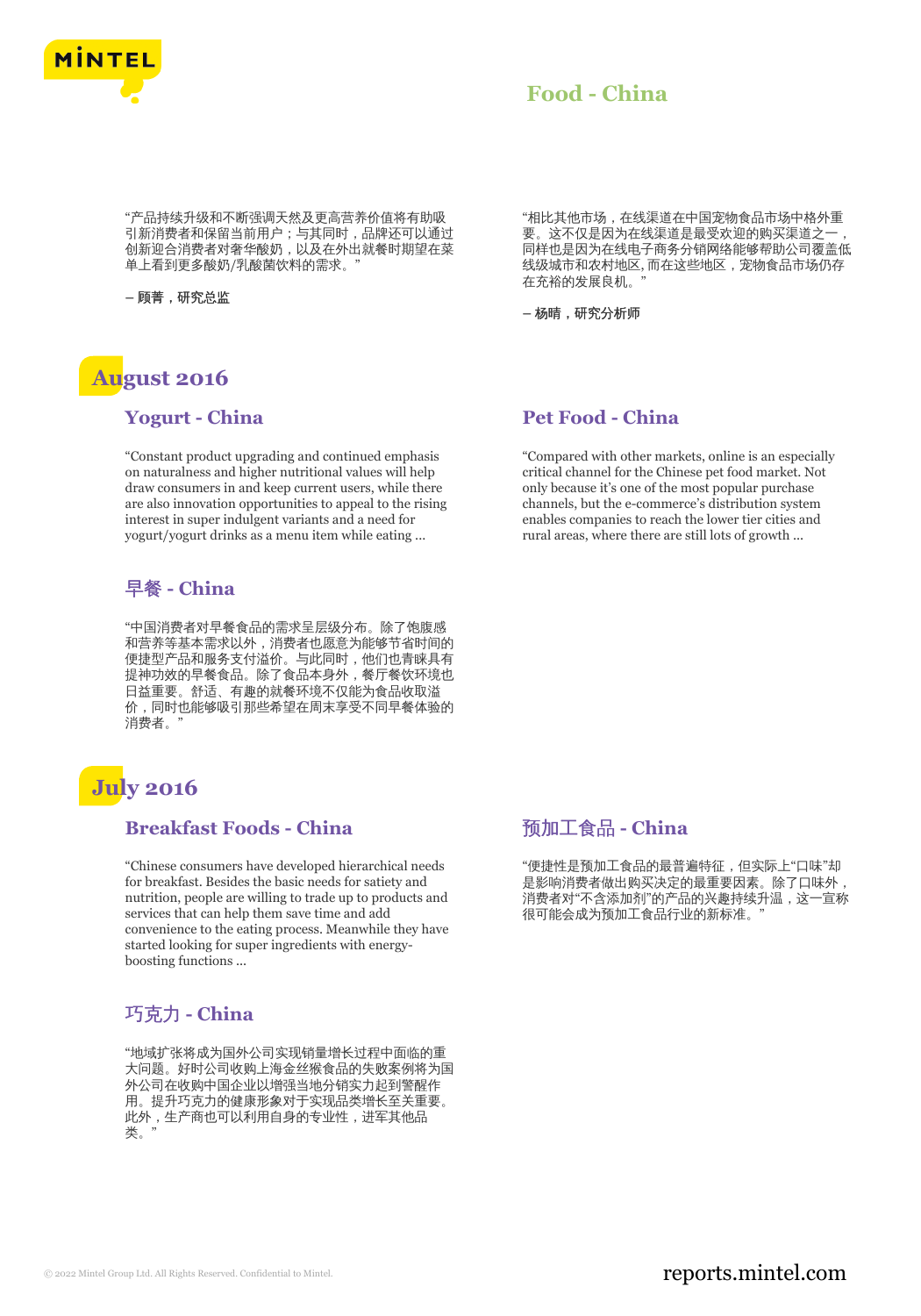## Food - China

"产品持续升级和不断强调天然及更高营养价值将有助吸引新消费者和保留当前用户；与其同时，品牌还可以通过创新迎合消费者对奢华酸奶，以及在外出就餐时期望在菜单上看到更多酸奶/乳酸菌饮料的需求。"

– 顾菁，研究总监

"相比其他市场，在线渠道在中国宠物食品市场中格外重要。这不仅是因为在线渠道是最受欢迎的购买渠道之一，同样也是因为在线电子商务分销网络能够帮助公司覆盖低线级城市和农村地区，而在这些地区，宠物食品市场仍存在充裕的发展良机。"

– 杨晴，研究分析师

# August 2016

### Yogurt - China

"Constant product upgrading and continued emphasis on naturalness and higher nutritional values will help draw consumers in and keep current users, while there are also innovation opportunities to appeal to the rising interest in super indulgent variants and a need for yogurt/yogurt drinks as a menu item while eating ...

### Pet Food - China

"Compared with other markets, online is an especially critical channel for the Chinese pet food market. Not only because it's one of the most popular purchase channels, but the e-commerce's distribution system enables companies to reach the lower tier cities and rural areas, where there are still lots of growth ...

### 早餐 - China

"中国消费者对早餐食品的需求呈层级分布。除了饱腹感和营养等基本需求以外，消费者也愿意为能够节省时间的便捷型产品和服务支付溢价。与此同时，他们也青睐具有提神功效的早餐食品。除了食品本身外，餐厅餐饮环境也日益重要。舒适、有趣的就餐环境不仅能为食品收取溢价，同时也能够吸引那些希望在周末享受不同早餐体验的消费者。"

# July 2016

### Breakfast Foods - China

"Chinese consumers have developed hierarchical needs for breakfast. Besides the basic needs for satiety and nutrition, people are willing to trade up to products and services that can help them save time and add convenience to the eating process. Meanwhile they have started looking for super ingredients with energy-boosting functions ...

### 预加工食品 - China

"便捷性是预加工食品的最普遍特征，但实际上"口味"却是影响消费者做出购买决定的最重要因素。除了口味外，消费者对"不含添加剂"的产品的兴趣持续升温，这一宣称很可能会成为预加工食品行业的新标准。"

### 巧克力 - China

"地域扩张将成为国外公司实现销量增长过程中面临的重大问题。好时公司收购上海金丝猴食品的失败案例将为国外公司在收购中国企业以增强当地分销实力起到警醒作用。提升巧克力的健康形象对于实现品类增长至关重要。此外，生产商也可以利用自身的专业性，进军其他品类。"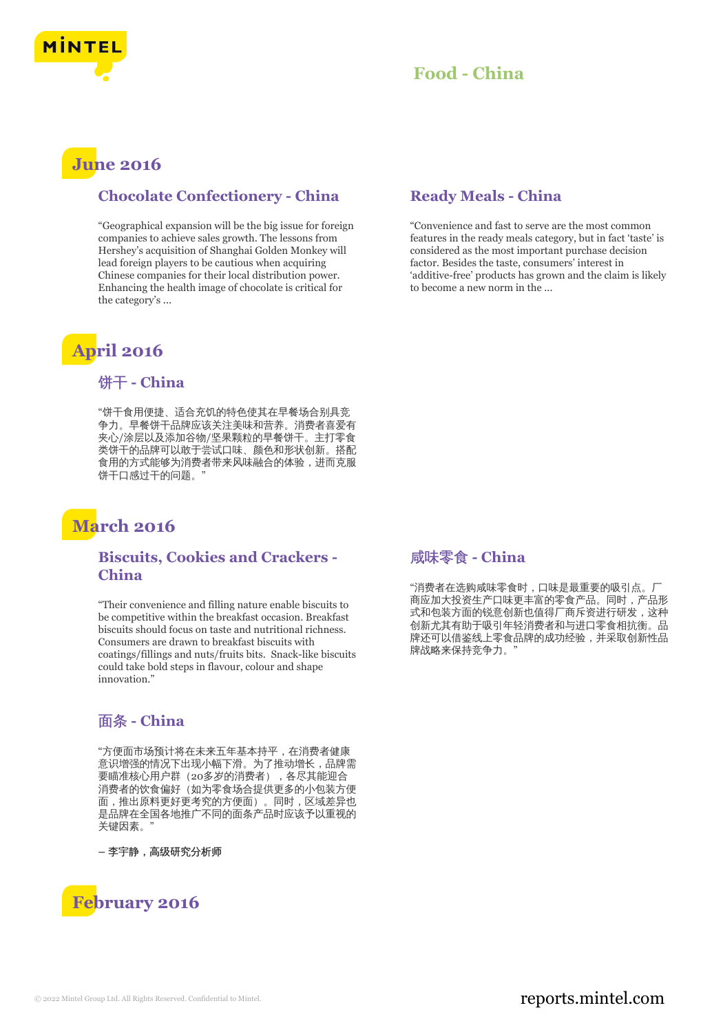# Food - China

## June 2016

### Chocolate Confectionery - China

"Geographical expansion will be the big issue for foreign companies to achieve sales growth. The lessons from Hershey's acquisition of Shanghai Golden Monkey will lead foreign players to be cautious when acquiring Chinese companies for their local distribution power. Enhancing the health image of chocolate is critical for the category's ...

### Ready Meals - China

"Convenience and fast to serve are the most common features in the ready meals category, but in fact 'taste' is considered as the most important purchase decision factor. Besides the taste, consumers' interest in 'additive-free' products has grown and the claim is likely to become a new norm in the ...

## April 2016

### 饼干 - China

"饼干食用便捷、适合充饥的特色使其在早餐场合别具竞争力。早餐饼干品牌应该关注美味和营养。消费者喜爱有夹心/涂层以及添加谷物/坚果颗粒的早餐饼干。主打零食类饼干的品牌可以敢于尝试口味、颜色和形状创新。搭配食用的方式能够为消费者带来风味融合的体验，进而克服饼干口感过干的问题。"

## March 2016

### Biscuits, Cookies and Crackers - China

"Their convenience and filling nature enable biscuits to be competitive within the breakfast occasion. Breakfast biscuits should focus on taste and nutritional richness. Consumers are drawn to breakfast biscuits with coatings/fillings and nuts/fruits bits. Snack-like biscuits could take bold steps in flavour, colour and shape innovation."

### 面条 - China

"方便面市场预计将在未来五年基本持平，在消费者健康意识增强的情况下出现小幅下滑。为了推动增长，品牌需要瞄准核心用户群（20多岁的消费者），各尽其能迎合消费者的饮食偏好（如为零食场合提供更多的小包装方便面，推出原料更好更考究的方便面）。同时，区域差异也是品牌在全国各地推广不同的面条产品时应该予以重视的关键因素。"

**– 李宇静，高级研究分析师**

### 咸味零食 - China

"消费者在选购咸味零食时，口味是最重要的吸引点。厂商应加大投资生产口味更丰富的零食产品。同时，产品形式和包装方面的锐意创新也值得厂商斥资进行研发，这种创新尤其有助于吸引年轻消费者和与进口零食相抗衡。品牌还可以借鉴线上零食品牌的成功经验，并采取创新性品牌战略来保持竞争力。"

## February 2016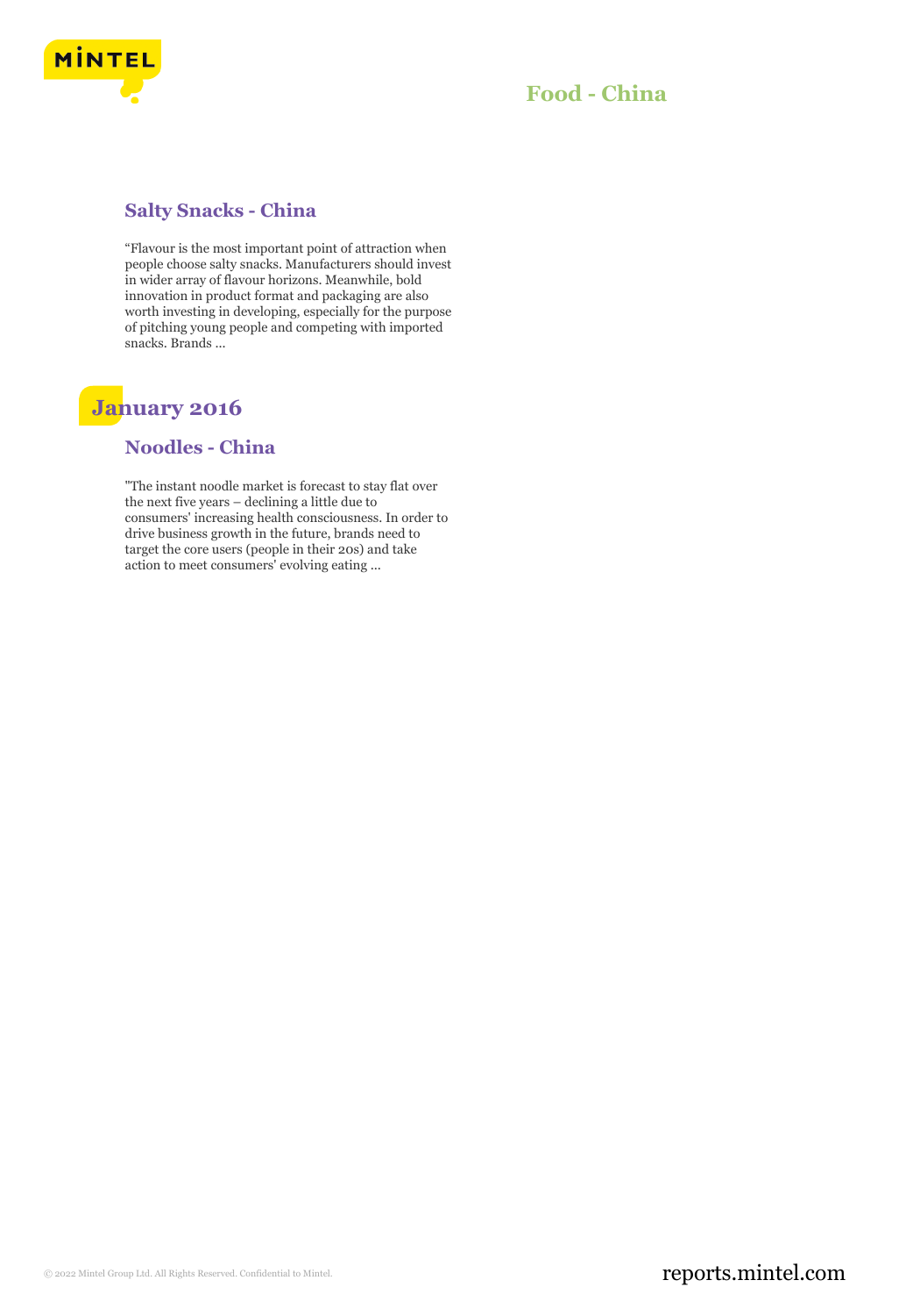## Salty Snacks - China

“Flavour is the most important point of attraction when people choose salty snacks. Manufacturers should invest in wider array of flavour horizons. Meanwhile, bold innovation in product format and packaging are also worth investing in developing, especially for the purpose of pitching young people and competing with imported snacks. Brands ...

# January 2016

## Noodles - China

"The instant noodle market is forecast to stay flat over the next five years – declining a little due to consumers' increasing health consciousness. In order to drive business growth in the future, brands need to target the core users (people in their 20s) and take action to meet consumers' evolving eating ...